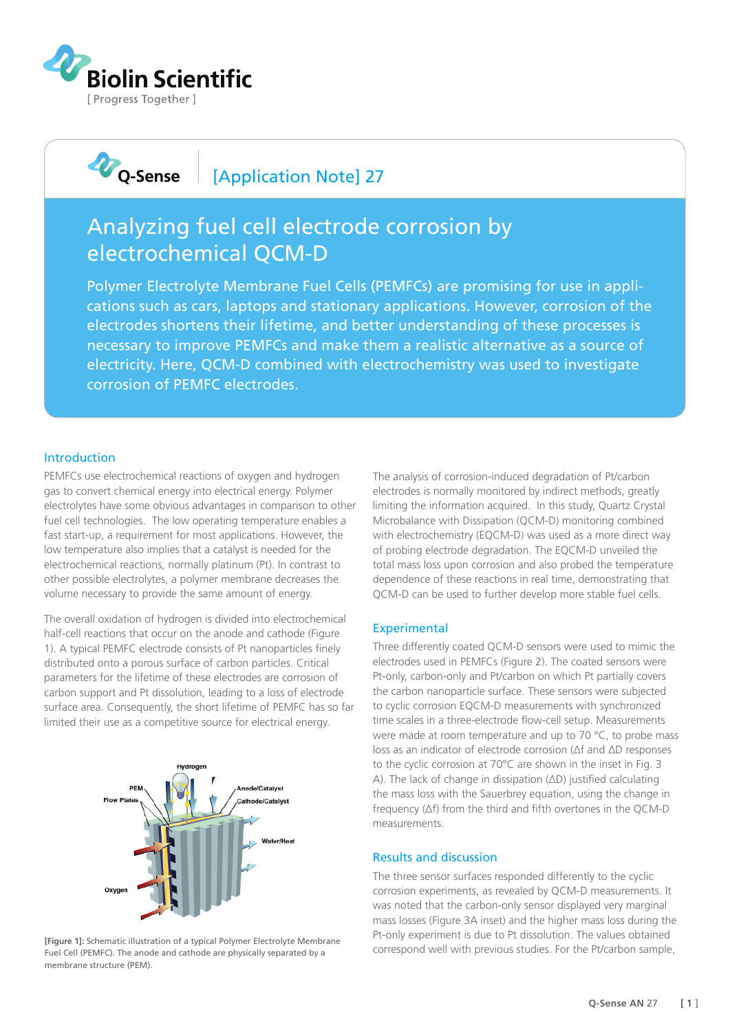# Analyzing fuel cell electrode corrosion by electrochemical QCM-D

Q-Sense [Application Note] 27

Polymer Electrolyte Membrane Fuel Cells (PEMFCs) are promising for use in applications such as cars, laptops and stationary applications. However, corrosion of the electrodes shortens their lifetime, and better understanding of these processes is necessary to improve PEMFCs and make them a realistic alternative as a source of electricity. Here, QCM-D combined with electrochemistry was used to investigate corrosion of PEMFC electrodes.

## Introduction

PEMFCs use electrochemical reactions of oxygen and hydrogen gas to convert chemical energy into electrical energy. Polymer electrolytes have some obvious advantages in comparison to other fuel cell technologies. The low operating temperature enables a fast start-up, a requirement for most applications. However, the low temperature also implies that a catalyst is needed for the electrochemical reactions, normally platinum (Pt). In contrast to other possible electrolytes, a polymer membrane decreases the volume necessary to provide the same amount of energy.

The overall oxidation of hydrogen is divided into electrochemical half-cell reactions that occur on the anode and cathode (Figure 1). A typical PEMFC electrode consists of Pt nanoparticles finely distributed onto a porous surface of carbon particles. Critical parameters for the lifetime of these electrodes are corrosion of carbon support and Pt dissolution, leading to a loss of electrode surface area. Consequently, the short lifetime of PEMFC has so far limited their use as a competitive source for electrical energy.

**[Figure 1]:** Schematic illustration of a typical Polymer Electrolyte Membrane Fuel Cell (PEMFC). The anode and cathode are physically separated by a membrane structure (PEM).

The analysis of corrosion-induced degradation of Pt/carbon electrodes is normally monitored by indirect methods, greatly limiting the information acquired. In this study, Quartz Crystal Microbalance with Dissipation (QCM-D) monitoring combined with electrochemistry (EQCM-D) was used as a more direct way of probing electrode degradation. The EQCM-D unveiled the total mass loss upon corrosion and also probed the temperature dependence of these reactions in real time, demonstrating that QCM-D can be used to further develop more stable fuel cells.

## Experimental

Three differently coated QCM-D sensors were used to mimic the electrodes used in PEMFCs (Figure 2). The coated sensors were Pt-only, carbon-only and Pt/carbon on which Pt partially covers the carbon nanoparticle surface. These sensors were subjected to cyclic corrosion EQCM-D measurements with synchronized time scales in a three-electrode flow-cell setup. Measurements were made at room temperature and up to 70 °C, to probe mass loss as an indicator of electrode corrosion (Δf and ΔD responses to the cyclic corrosion at 70°C are shown in the inset in Fig. 3 A). The lack of change in dissipation (ΔD) justified calculating the mass loss with the Sauerbrey equation, using the change in frequency (Δf) from the third and fifth overtones in the QCM-D measurements.

## Results and discussion

The three sensor surfaces responded differently to the cyclic corrosion experiments, as revealed by QCM-D measurements. It was noted that the carbon-only sensor displayed very marginal mass losses (Figure 3A inset) and the higher mass loss during the Pt-only experiment is due to Pt dissolution. The values obtained correspond well with previous studies. For the Pt/carbon sample,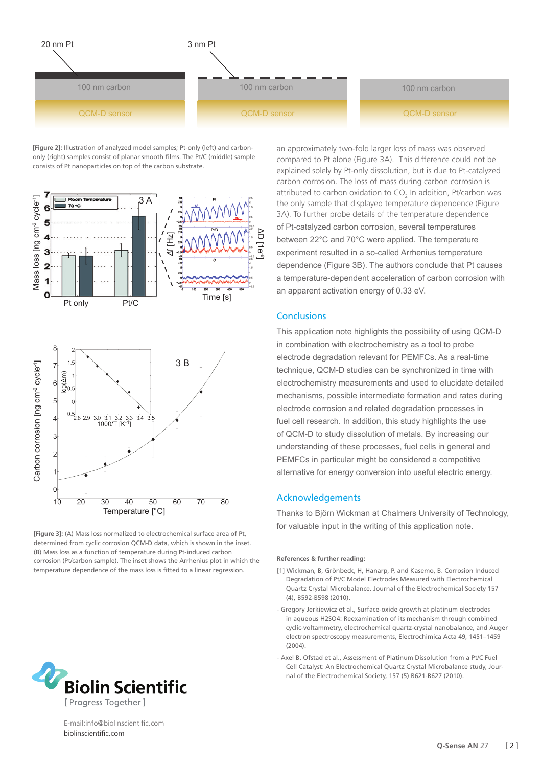20 nm Pt

3 nm Pt

100 nm carbon

QCM-D sensor

100 nm carbon

QCM-D sensor

100 nm carbon

QCM-D sensor

**[Figure 2]:** Illustration of analyzed model samples; Pt-only (left) and carbon-only (right) samples consist of planar smooth films. The Pt/C (middle) sample consists of Pt nanoparticles on top of the carbon substrate.

Room Temperature

70 °C

3 A

Mass loss [ng cm⁻² cycle⁻¹]

Pt only

Pt/C

Δf [Hz]

ΔD [1e⁻⁶]

Pt

Pt/C

C

Time [s]

3 B

Carbon corrosion [ng cm⁻² cycle⁻¹]

Temperature [°C]

log(Δm)

1000/T [K⁻¹]

**[Figure 3]:** (A) Mass loss normalized to electrochemical surface area of Pt, determined from cyclic corrosion QCM-D data, which is shown in the inset. (B) Mass loss as a function of temperature during Pt-induced carbon corrosion (Pt/carbon sample). The inset shows the Arrhenius plot in which the temperature dependence of the mass loss is fitted to a linear regression.

an approximately two-fold larger loss of mass was observed compared to Pt alone (Figure 3A). This difference could not be explained solely by Pt-only dissolution, but is due to Pt-catalyzed carbon corrosion. The loss of mass during carbon corrosion is attributed to carbon oxidation to $CO_2$. In addition, Pt/carbon was the only sample that displayed temperature dependence (Figure 3A). To further probe details of the temperature dependence of Pt-catalyzed carbon corrosion, several temperatures between 22°C and 70°C were applied. The temperature experiment resulted in a so-called Arrhenius temperature dependence (Figure 3B). The authors conclude that Pt causes a temperature-dependent acceleration of carbon corrosion with an apparent activation energy of 0.33 eV.

## Conclusions

This application note highlights the possibility of using QCM-D in combination with electrochemistry as a tool to probe electrode degradation relevant for PEMFCs. As a real-time technique, QCM-D studies can be synchronized in time with electrochemistry measurements and used to elucidate detailed mechanisms, possible intermediate formation and rates during electrode corrosion and related degradation processes in fuel cell research. In addition, this study highlights the use of QCM-D to study dissolution of metals. By increasing our understanding of these processes, fuel cells in general and PEMFCs in particular might be considered a competitive alternative for energy conversion into useful electric energy.

## Acknowledgements

Thanks to Björn Wickman at Chalmers University of Technology, for valuable input in the writing of this application note.

**References & further reading:**

[1] Wickman, B, Grönbeck, H, Hanarp, P, and Kasemo, B. Corrosion Induced Degradation of Pt/C Model Electrodes Measured with Electrochemical Quartz Crystal Microbalance. Journal of the Electrochemical Society 157 (4), B592-B598 (2010).

- Gregory Jerkiewicz et al., Surface-oxide growth at platinum electrodes in aqueous H2SO4: Reexamination of its mechanism through combined cyclic-voltammetry, electrochemical quartz-crystal nanobalance, and Auger electron spectroscopy measurements, Electrochimica Acta 49, 1451–1459 (2004).

- Axel B. Ofstad et al., Assessment of Platinum Dissolution from a Pt/C Fuel Cell Catalyst: An Electrochemical Quartz Crystal Microbalance study, Journal of the Electrochemical Society, 157 (5) B621-B627 (2010).

Biolin Scientific
[ Progress Together ]

E-mail:info@biolinscientific.com
biolinscientific.com